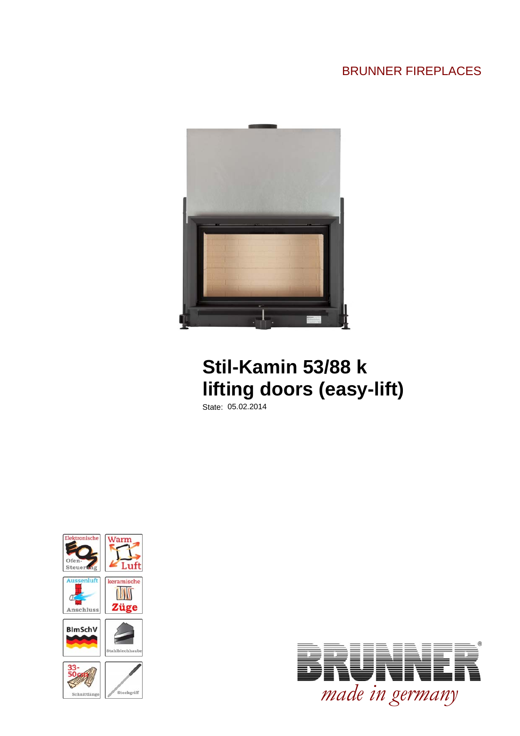BRUNNER FIREPLACES

# Stil-Kamin 53/88 k
# lifting doors (easy-lift)

State: 05.02.2014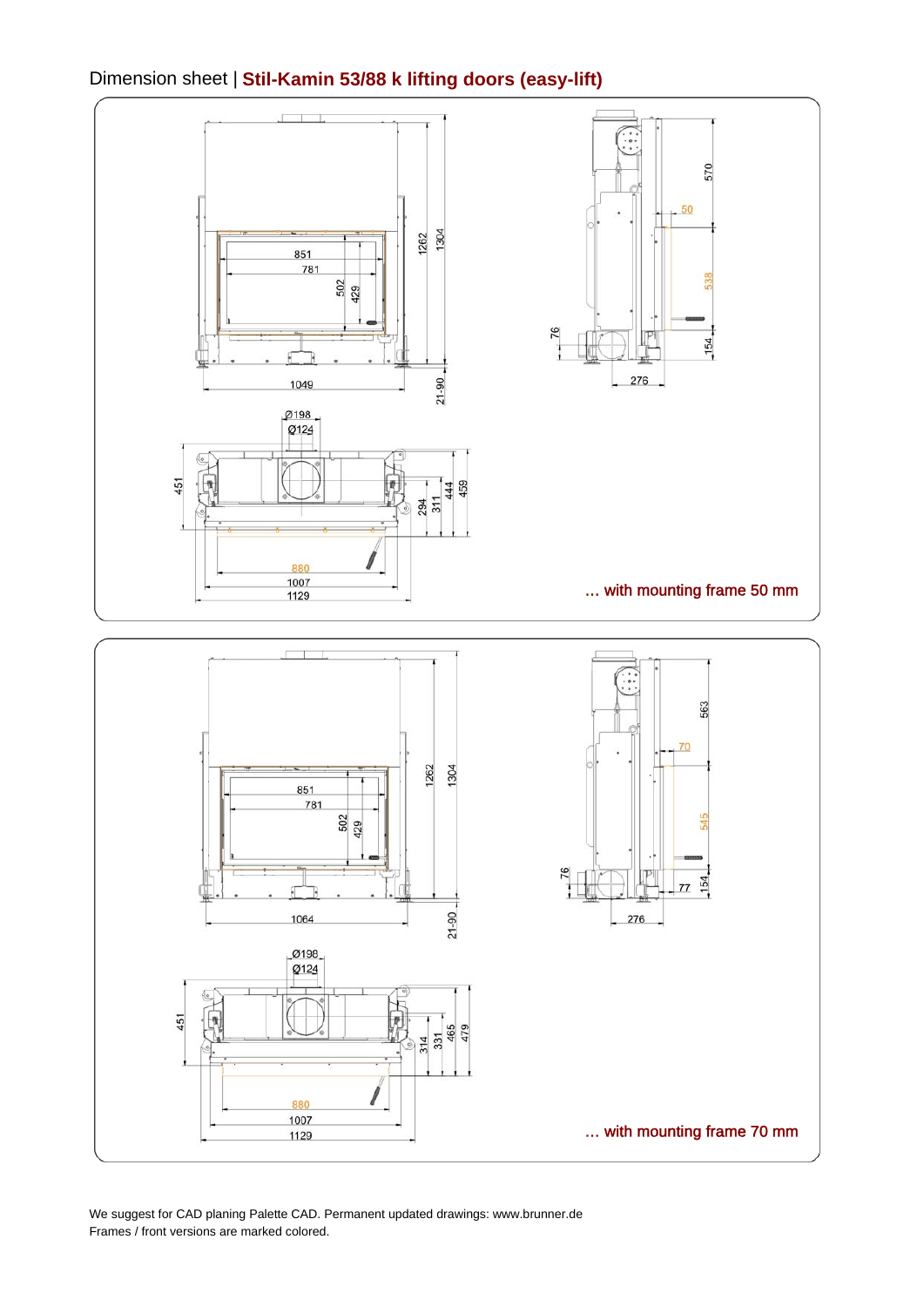Dimension sheet | **Stil-Kamin 53/88 k lifting doors (easy-lift)**

… with mounting frame 50 mm

… with mounting frame 70 mm

We suggest for CAD planing Palette CAD. Permanent updated drawings: www.brunner.de
Frames / front versions are marked colored.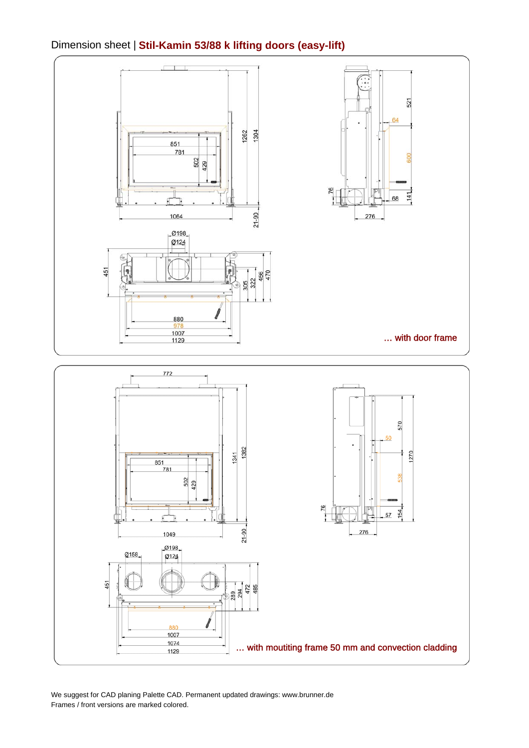Dimension sheet | **Stil-Kamin 53/88 k lifting doors (easy-lift)**

1304
1262
851
781
502
429
1064
21-90

521
64
600
76
141
68
276

Ø198
Ø124
451
305
322
456
470
880
978
1007
1129

… with door frame

772
1341
1382
851
781
502
429
1049
21-90

570
50
1270
538
76
57
154
276

Ø158
Ø198
Ø124
451
289
294
472
485
880
1007
1074
1129

… with moutiting frame 50 mm and convection cladding

We suggest for CAD planing Palette CAD. Permanent updated drawings: www.brunner.de
Frames / front versions are marked colored.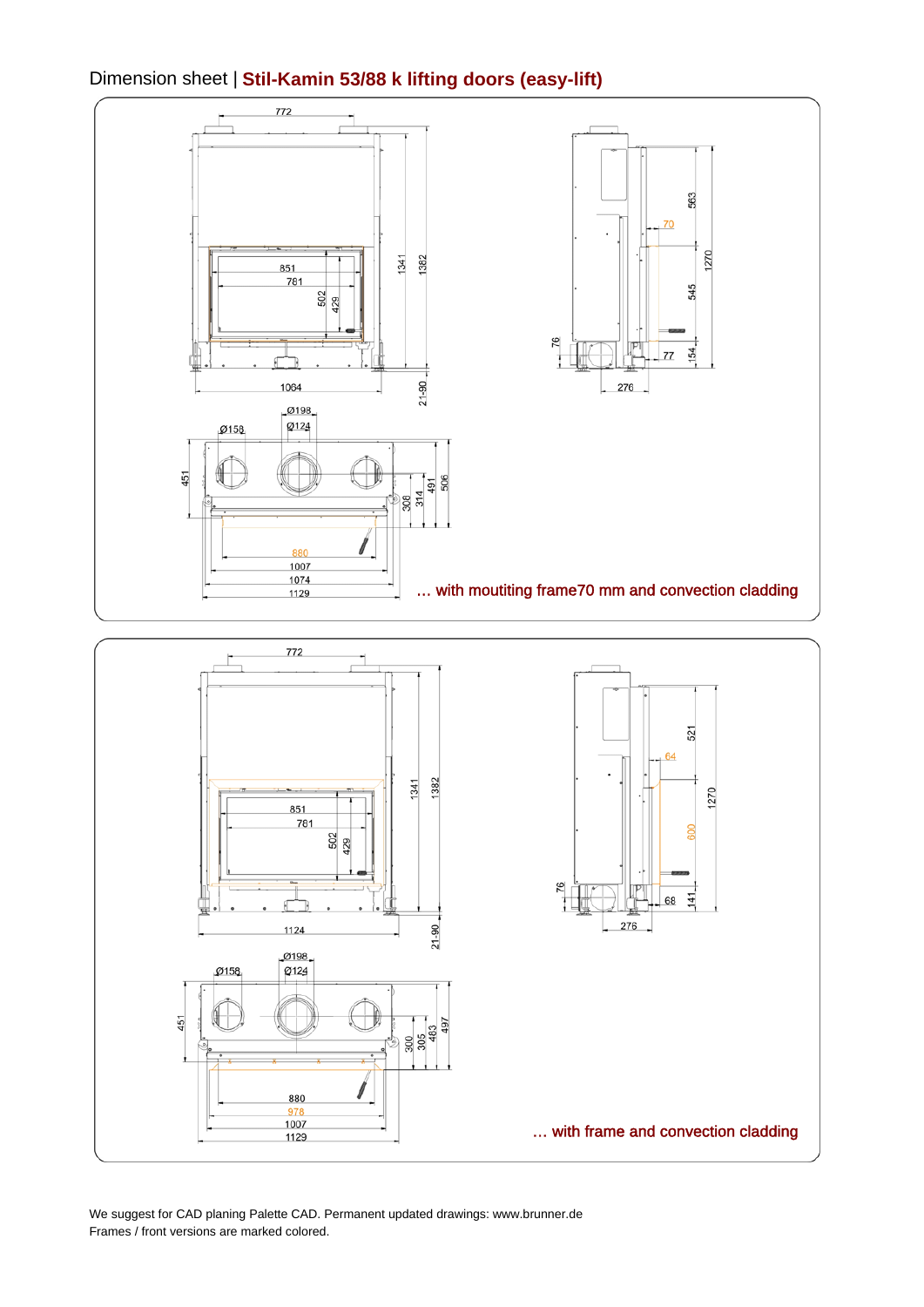# Dimension sheet | **Stil-Kamin 53/88 k lifting doors (easy-lift)**

772

851

761

502

429

1341

1382

1064

21-90

563

70

1270

545

76

77

154

276

Ø198

Ø158

Ø124

451

491

506

308

314

880

1007

1074

1129

… with moutiting frame70 mm and convection cladding

772

851

761

502

429

1341

1382

1124

21-90

521

64

1270

600

76

68

141

276

Ø198

Ø158

Ø124

451

483

497

300

305

880

978

1007

1129

… with frame and convection cladding

We suggest for CAD planing Palette CAD. Permanent updated drawings: www.brunner.de
Frames / front versions are marked colored.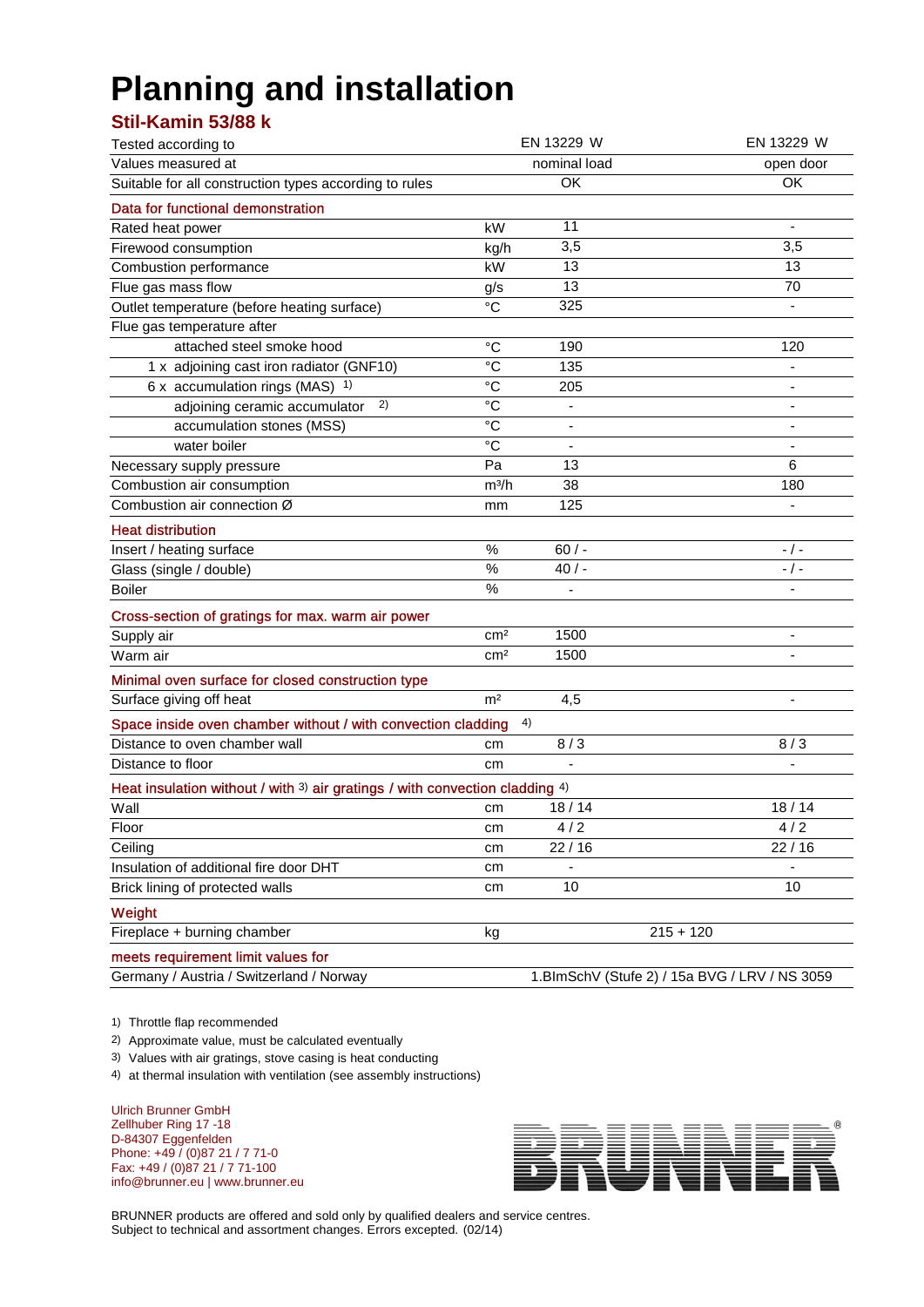# Planning and installation

## Stil-Kamin 53/88 k

| Tested according to | | EN 13229 W | EN 13229 W |
|---|---|---|---|
| Values measured at | | nominal load | open door |
| Suitable for all construction types according to rules | | OK | OK |
| **Data for functional demonstration** | | | |
| Rated heat power | kW | 11 | - |
| Firewood consumption | kg/h | 3,5 | 3,5 |
| Combustion performance | kW | 13 | 13 |
| Flue gas mass flow | g/s | 13 | 70 |
| Outlet temperature (before heating surface) | °C | 325 | - |
| Flue gas temperature after | | | |
| attached steel smoke hood | °C | 190 | 120 |
| 1 x adjoining cast iron radiator (GNF10) | °C | 135 | - |
| 6 x accumulation rings (MAS) 1) | °C | 205 | - |
| adjoining ceramic accumulator 2) | °C | - | - |
| accumulation stones (MSS) | °C | - | - |
| water boiler | °C | - | - |
| Necessary supply pressure | Pa | 13 | 6 |
| Combustion air consumption | m³/h | 38 | 180 |
| Combustion air connection Ø | mm | 125 | - |
| **Heat distribution** | | | |
| Insert / heating surface | % | 60 / - | - / - |
| Glass (single / double) | % | 40 / - | - / - |
| Boiler | % | - | - |
| **Cross-section of gratings for max. warm air power** | | | |
| Supply air | cm² | 1500 | - |
| Warm air | cm² | 1500 | - |
| **Minimal oven surface for closed construction type** | | | |
| Surface giving off heat | m² | 4,5 | - |
| **Space inside oven chamber without / with convection cladding** 4) | | | |
| Distance to oven chamber wall | cm | 8 / 3 | 8 / 3 |
| Distance to floor | cm | - | - |
| **Heat insulation without / with 3) air gratings / with convection cladding 4)** | | | |
| Wall | cm | 18 / 14 | 18 / 14 |
| Floor | cm | 4 / 2 | 4 / 2 |
| Ceiling | cm | 22 / 16 | 22 / 16 |
| Insulation of additional fire door DHT | cm | - | - |
| Brick lining of protected walls | cm | 10 | 10 |
| **Weight** | | | |
| Fireplace + burning chamber | kg | 215 + 120 | |
| **meets requirement limit values for** | | | |
| Germany / Austria / Switzerland / Norway | | 1.BImSchV (Stufe 2) / 15a BVG / LRV / NS 3059 | |

1) Throttle flap recommended
2) Approximate value, must be calculated eventually
3) Values with air gratings, stove casing is heat conducting
4) at thermal insulation with ventilation (see assembly instructions)

Ulrich Brunner GmbH
Zellhuber Ring 17 -18
D-84307 Eggenfelden
Phone: +49 / (0)87 21 / 7 71-0
Fax: +49 / (0)87 21 / 7 71-100
info@brunner.eu | www.brunner.eu

BRUNNER®

BRUNNER products are offered and sold only by qualified dealers and service centres.
Subject to technical and assortment changes. Errors excepted. (02/14)